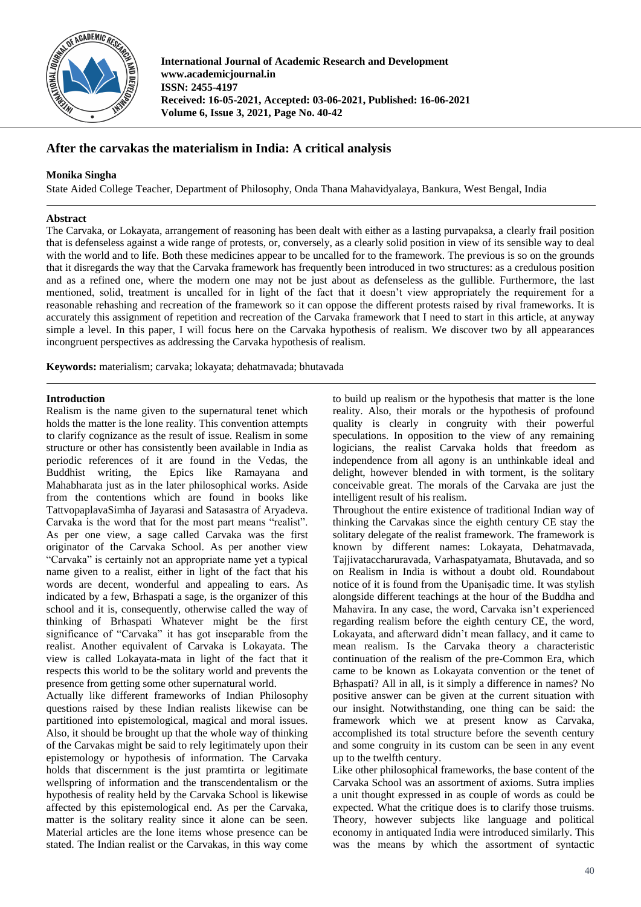# After the carvakas the materialism in India: A critical analysis

**Monika Singha**

State Aided College Teacher, Department of Philosophy, Onda Thana Mahavidyalaya, Bankura, West Bengal, India

## Abstract

The Carvaka, or Lokayata, arrangement of reasoning has been dealt with either as a lasting purvapaksa, a clearly frail position that is defenseless against a wide range of protests, or, conversely, as a clearly solid position in view of its sensible way to deal with the world and to life. Both these medicines appear to be uncalled for to the framework. The previous is so on the grounds that it disregards the way that the Carvaka framework has frequently been introduced in two structures: as a credulous position and as a refined one, where the modern one may not be just about as defenseless as the gullible. Furthermore, the last mentioned, solid, treatment is uncalled for in light of the fact that it doesn't view appropriately the requirement for a reasonable rehashing and recreation of the framework so it can oppose the different protests raised by rival frameworks. It is accurately this assignment of repetition and recreation of the Carvaka framework that I need to start in this article, at anyway simple a level. In this paper, I will focus here on the Carvaka hypothesis of realism. We discover two by all appearances incongruent perspectives as addressing the Carvaka hypothesis of realism.

**Keywords:** materialism; carvaka; lokayata; dehatmavada; bhutavada

## Introduction

Realism is the name given to the supernatural tenet which holds the matter is the lone reality. This convention attempts to clarify cognizance as the result of issue. Realism in some structure or other has consistently been available in India as periodic references of it are found in the Vedas, the Buddhist writing, the Epics like Ramayana and Mahabharata just as in the later philosophical works. Aside from the contentions which are found in books like TattvopaplavaSimha of Jayarasi and Satasastra of Aryadeva. Carvaka is the word that for the most part means "realist". As per one view, a sage called Carvaka was the first originator of the Carvaka School. As per another view "Carvaka" is certainly not an appropriate name yet a typical name given to a realist, either in light of the fact that his words are decent, wonderful and appealing to ears. As indicated by a few, Brhaspati a sage, is the organizer of this school and it is, consequently, otherwise called the way of thinking of Brhaspati Whatever might be the first significance of "Carvaka" it has got inseparable from the realist. Another equivalent of Carvaka is Lokayata. The view is called Lokayata-mata in light of the fact that it respects this world to be the solitary world and prevents the presence from getting some other supernatural world.

Actually like different frameworks of Indian Philosophy questions raised by these Indian realists likewise can be partitioned into epistemological, magical and moral issues. Also, it should be brought up that the whole way of thinking of the Carvakas might be said to rely legitimately upon their epistemology or hypothesis of information. The Carvaka holds that discernment is the just pramtirta or legitimate wellspring of information and the transcendentalism or the hypothesis of reality held by the Carvaka School is likewise affected by this epistemological end. As per the Carvaka, matter is the solitary reality since it alone can be seen. Material articles are the lone items whose presence can be stated. The Indian realist or the Carvakas, in this way come to build up realism or the hypothesis that matter is the lone reality. Also, their morals or the hypothesis of profound quality is clearly in congruity with their powerful speculations. In opposition to the view of any remaining logicians, the realist Carvaka holds that freedom as independence from all agony is an unthinkable ideal and delight, however blended in with torment, is the solitary conceivable great. The morals of the Carvaka are just the intelligent result of his realism.

Throughout the entire existence of traditional Indian way of thinking the Carvakas since the eighth century CE stay the solitary delegate of the realist framework. The framework is known by different names: Lokayata, Dehatmavada, Tajjivataccharuravada, Varhaspatyamata, Bhutavada, and so on Realism in India is without a doubt old. Roundabout notice of it is found from the Upaniṣadic time. It was stylish alongside different teachings at the hour of the Buddha and Mahavira. In any case, the word, Carvaka isn't experienced regarding realism before the eighth century CE, the word, Lokayata, and afterward didn't mean fallacy, and it came to mean realism. Is the Carvaka theory a characteristic continuation of the realism of the pre-Common Era, which came to be known as Lokayata convention or the tenet of Bṛhaspati? All in all, is it simply a difference in names? No positive answer can be given at the current situation with our insight. Notwithstanding, one thing can be said: the framework which we at present know as Carvaka, accomplished its total structure before the seventh century and some congruity in its custom can be seen in any event up to the twelfth century.

Like other philosophical frameworks, the base content of the Carvaka School was an assortment of axioms. Sutra implies a unit thought expressed in as couple of words as could be expected. What the critique does is to clarify those truisms. Theory, however subjects like language and political economy in antiquated India were introduced similarly. This was the means by which the assortment of syntactic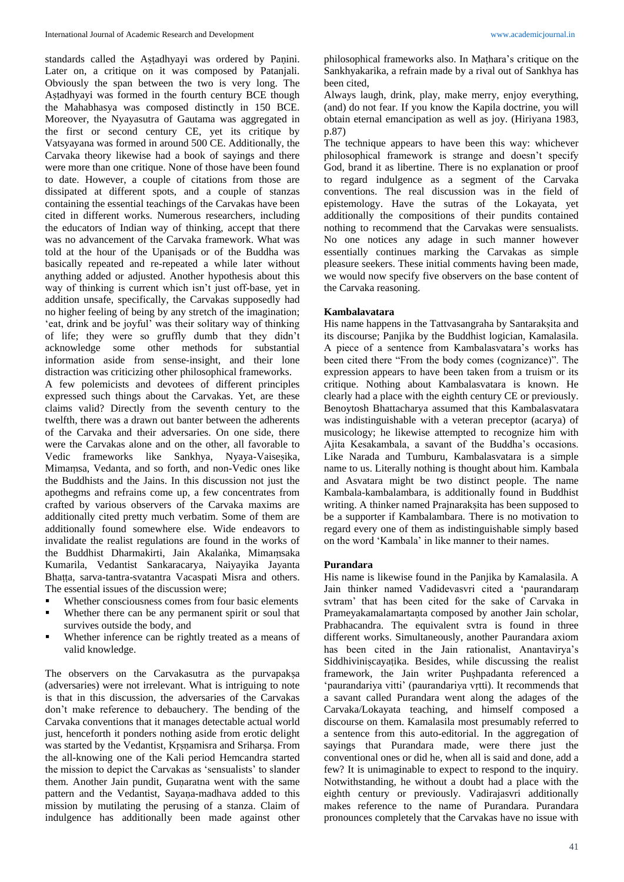standards called the Aṣṭadhyayi was ordered by Paṇini. Later on, a critique on it was composed by Patanjali. Obviously the span between the two is very long. The Aṣṭadhyayi was formed in the fourth century BCE though the Mahabhasya was composed distinctly in 150 BCE. Moreover, the Nyayasutra of Gautama was aggregated in the first or second century CE, yet its critique by Vatsyayana was formed in around 500 CE. Additionally, the Carvaka theory likewise had a book of sayings and there were more than one critique. None of those have been found to date. However, a couple of citations from those are dissipated at different spots, and a couple of stanzas containing the essential teachings of the Carvakas have been cited in different works. Numerous researchers, including the educators of Indian way of thinking, accept that there was no advancement of the Carvaka framework. What was told at the hour of the Upaniṣads or of the Buddha was basically repeated and re-repeated a while later without anything added or adjusted. Another hypothesis about this way of thinking is current which isn't just off-base, yet in addition unsafe, specifically, the Carvakas supposedly had no higher feeling of being by any stretch of the imagination; 'eat, drink and be joyful' was their solitary way of thinking of life; they were so gruffly dumb that they didn't acknowledge some other methods for substantial information aside from sense-insight, and their lone distraction was criticizing other philosophical frameworks.

A few polemicists and devotees of different principles expressed such things about the Carvakas. Yet, are these claims valid? Directly from the seventh century to the twelfth, there was a drawn out banter between the adherents of the Carvaka and their adversaries. On one side, there were the Carvakas alone and on the other, all favorable to Vedic frameworks like Sankhya, Nyaya-Vaiseṣika, Mimaṃsa, Vedanta, and so forth, and non-Vedic ones like the Buddhists and the Jains. In this discussion not just the apothegms and refrains come up, a few concentrates from crafted by various observers of the Carvaka maxims are additionally cited pretty much verbatim. Some of them are additionally found somewhere else. Wide endeavors to invalidate the realist regulations are found in the works of the Buddhist Dharmakirti, Jain Akalaṅka, Mimaṃsaka Kumarila, Vedantist Sankaracarya, Naiyayika Jayanta Bhaṭṭa, sarva-tantra-svatantra Vacaspati Misra and others. The essential issues of the discussion were;

- Whether consciousness comes from four basic elements
- Whether there can be any permanent spirit or soul that survives outside the body, and
- Whether inference can be rightly treated as a means of valid knowledge.

The observers on the Carvakasutra as the purvapakṣa (adversaries) were not irrelevant. What is intriguing to note is that in this discussion, the adversaries of the Carvakas don't make reference to debauchery. The bending of the Carvaka conventions that it manages detectable actual world just, henceforth it ponders nothing aside from erotic delight was started by the Vedantist, Kṛṣṇamisra and Sriharṣa. From the all-knowing one of the Kali period Hemcandra started the mission to depict the Carvakas as 'sensualists' to slander them. Another Jain pundit, Guṇaratna went with the same pattern and the Vedantist, Sayaṇa-madhava added to this mission by mutilating the perusing of a stanza. Claim of indulgence has additionally been made against other philosophical frameworks also. In Maṭhara's critique on the Sankhyakarika, a refrain made by a rival out of Sankhya has been cited,

Always laugh, drink, play, make merry, enjoy everything, (and) do not fear. If you know the Kapila doctrine, you will obtain eternal emancipation as well as joy. (Hiriyana 1983, p.87)

The technique appears to have been this way: whichever philosophical framework is strange and doesn't specify God, brand it as libertine. There is no explanation or proof to regard indulgence as a segment of the Carvaka conventions. The real discussion was in the field of epistemology. Have the sutras of the Lokayata, yet additionally the compositions of their pundits contained nothing to recommend that the Carvakas were sensualists. No one notices any adage in such manner however essentially continues marking the Carvakas as simple pleasure seekers. These initial comments having been made, we would now specify five observers on the base content of the Carvaka reasoning.

### Kambalavatara

His name happens in the Tattvasangraha by Santarakṣita and its discourse; Panjika by the Buddhist logician, Kamalasila. A piece of a sentence from Kambalasvatara's works has been cited there "From the body comes (cognizance)". The expression appears to have been taken from a truism or its critique. Nothing about Kambalasvatara is known. He clearly had a place with the eighth century CE or previously. Benoytosh Bhattacharya assumed that this Kambalasvatara was indistinguishable with a veteran preceptor (acarya) of musicology; he likewise attempted to recognize him with Ajita Kesakambala, a savant of the Buddha's occasions. Like Narada and Tumburu, Kambalasvatara is a simple name to us. Literally nothing is thought about him. Kambala and Asvatara might be two distinct people. The name Kambala-kambalambara, is additionally found in Buddhist writing. A thinker named Prajnarakṣita has been supposed to be a supporter if Kambalambara. There is no motivation to regard every one of them as indistinguishable simply based on the word 'Kambala' in like manner to their names.

### Purandara

His name is likewise found in the Panjika by Kamalasila. A Jain thinker named Vadidevasvri cited a 'paurandaraṃ svtram' that has been cited for the sake of Carvaka in Prameyakamalamartaṇta composed by another Jain scholar, Prabhacandra. The equivalent svtra is found in three different works. Simultaneously, another Paurandara axiom has been cited in the Jain rationalist, Anantavirya's Siddhiviniṣcayaṭika. Besides, while discussing the realist framework, the Jain writer Puṣhpadanta referenced a 'paurandariya vitti' (paurandariya vṛtti). It recommends that a savant called Purandara went along the adages of the Carvaka/Lokayata teaching, and himself composed a discourse on them. Kamalasila most presumably referred to a sentence from this auto-editorial. In the aggregation of sayings that Purandara made, were there just the conventional ones or did he, when all is said and done, add a few? It is unimaginable to expect to respond to the inquiry. Notwithstanding, he without a doubt had a place with the eighth century or previously. Vadirajasvri additionally makes reference to the name of Purandara. Purandara pronounces completely that the Carvakas have no issue with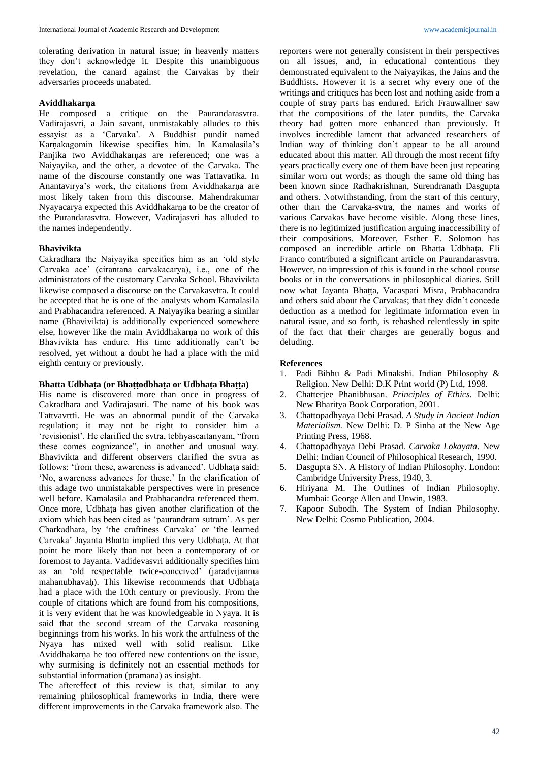tolerating derivation in natural issue; in heavenly matters they don't acknowledge it. Despite this unambiguous revelation, the canard against the Carvakas by their adversaries proceeds unabated.

### Aviddhakarṇa

He composed a critique on the Paurandarasvtra. Vadirajasvri, a Jain savant, unmistakably alludes to this essayist as a 'Carvaka'. A Buddhist pundit named Karṇakagomin likewise specifies him. In Kamalasila's Panjika two Aviddhakarṇas are referenced; one was a Naiyayika, and the other, a devotee of the Carvaka. The name of the discourse constantly one was Tattavatika. In Anantavirya's work, the citations from Aviddhakarṇa are most likely taken from this discourse. Mahendrakumar Nyayacarya expected this Aviddhakarṇa to be the creator of the Purandarasvtra. However, Vadirajasvri has alluded to the names independently.

### Bhavivikta

Cakradhara the Naiyayika specifies him as an 'old style Carvaka ace' (cirantana carvakacarya), i.e., one of the administrators of the customary Carvaka School. Bhavivikta likewise composed a discourse on the Carvakasvtra. It could be accepted that he is one of the analysts whom Kamalasila and Prabhacandra referenced. A Naiyayika bearing a similar name (Bhavivikta) is additionally experienced somewhere else, however like the main Aviddhakarṇa no work of this Bhavivikta has endure. His time additionally can't be resolved, yet without a doubt he had a place with the mid eighth century or previously.

### Bhatta Udbhaṭa (or Bhaṭṭodbhaṭa or Udbhaṭa Bhaṭṭa)

His name is discovered more than once in progress of Cakradhara and Vadirajasuri. The name of his book was Tattvavrtti. He was an abnormal pundit of the Carvaka regulation; it may not be right to consider him a 'revisionist'. He clarified the svtra, tebhyascaitanyam, "from these comes cognizance", in another and unusual way. Bhavivikta and different observers clarified the svtra as follows: 'from these, awareness is advanced'. Udbhaṭa said: 'No, awareness advances for these.' In the clarification of this adage two unmistakable perspectives were in presence well before. Kamalasila and Prabhacandra referenced them. Once more, Udbhaṭa has given another clarification of the axiom which has been cited as 'paurandram sutram'. As per Charkadhara, by 'the craftiness Carvaka' or 'the learned Carvaka' Jayanta Bhatta implied this very Udbhaṭa. At that point he more likely than not been a contemporary of or foremost to Jayanta. Vadidevasvri additionally specifies him as an 'old respectable twice-conceived' (jaradvijanma mahanubhavaḥ). This likewise recommends that Udbhaṭa had a place with the 10th century or previously. From the couple of citations which are found from his compositions, it is very evident that he was knowledgeable in Nyaya. It is said that the second stream of the Carvaka reasoning beginnings from his works. In his work the artfulness of the Nyaya has mixed well with solid realism. Like Aviddhakarṇa he too offered new contentions on the issue, why surmising is definitely not an essential methods for substantial information (pramana) as insight.

The aftereffect of this review is that, similar to any remaining philosophical frameworks in India, there were different improvements in the Carvaka framework also. The reporters were not generally consistent in their perspectives on all issues, and, in educational contentions they demonstrated equivalent to the Naiyayikas, the Jains and the Buddhists. However it is a secret why every one of the writings and critiques has been lost and nothing aside from a couple of stray parts has endured. Erich Frauwallner saw that the compositions of the later pundits, the Carvaka theory had gotten more enhanced than previously. It involves incredible lament that advanced researchers of Indian way of thinking don't appear to be all around educated about this matter. All through the most recent fifty years practically every one of them have been just repeating similar worn out words; as though the same old thing has been known since Radhakrishnan, Surendranath Dasgupta and others. Notwithstanding, from the start of this century, other than the Carvaka-svtra, the names and works of various Carvakas have become visible. Along these lines, there is no legitimized justification arguing inaccessibility of their compositions. Moreover, Esther E. Solomon has composed an incredible article on Bhatta Udbhaṭa. Eli Franco contributed a significant article on Paurandarasvtra. However, no impression of this is found in the school course books or in the conversations in philosophical diaries. Still now what Jayanta Bhaṭṭa, Vacaspati Misra, Prabhacandra and others said about the Carvakas; that they didn't concede deduction as a method for legitimate information even in natural issue, and so forth, is rehashed relentlessly in spite of the fact that their charges are generally bogus and deluding.

### References

1. Padi Bibhu & Padi Minakshi. Indian Philosophy & Religion. New Delhi: D.K Print world (P) Ltd, 1998.
2. Chatterjee Phanibhusan. *Principles of Ethics.* Delhi: New Bharitya Book Corporation, 2001.
3. Chattopadhyaya Debi Prasad. *A Study in Ancient Indian Materialism.* New Delhi: D. P Sinha at the New Age Printing Press, 1968.
4. Chattopadhyaya Debi Prasad. *Carvaka Lokayata*. New Delhi: Indian Council of Philosophical Research, 1990.
5. Dasgupta SN. A History of Indian Philosophy. London: Cambridge University Press, 1940, 3.
6. Hiriyana M. The Outlines of Indian Philosophy. Mumbai: George Allen and Unwin, 1983.
7. Kapoor Subodh. The System of Indian Philosophy. New Delhi: Cosmo Publication, 2004.